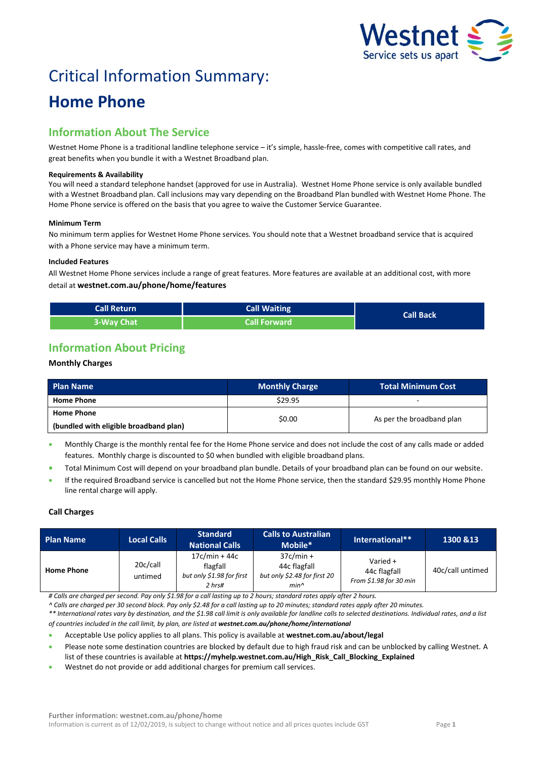# Critical Information Summary:

# Home Phone

## Information About The Service

Westnet Home Phone is a traditional landline telephone service – it's simple, hassle-free, comes with competitive call rates, and great benefits when you bundle it with a Westnet Broadband plan.

**Requirements & Availability**

You will need a standard telephone handset (approved for use in Australia). Westnet Home Phone service is only available bundled with a Westnet Broadband plan. Call inclusions may vary depending on the Broadband Plan bundled with Westnet Home Phone. The Home Phone service is offered on the basis that you agree to waive the Customer Service Guarantee.

**Minimum Term**

No minimum term applies for Westnet Home Phone services. You should note that a Westnet broadband service that is acquired with a Phone service may have a minimum term.

**Included Features**

All Westnet Home Phone services include a range of great features. More features are available at an additional cost, with more detail at **westnet.com.au/phone/home/features**

| Call Return | Call Waiting | Call Back |
|---|---|---|
| 3-Way Chat | Call Forward | |

## Information About Pricing

**Monthly Charges**

| Plan Name | Monthly Charge | Total Minimum Cost |
|---|---|---|
| **Home Phone** | $29.95 | - |
| **Home Phone (bundled with eligible broadband plan)** | $0.00 | As per the broadband plan |

- Monthly Charge is the monthly rental fee for the Home Phone service and does not include the cost of any calls made or added features. Monthly charge is discounted to $0 when bundled with eligible broadband plans.
- Total Minimum Cost will depend on your broadband plan bundle. Details of your broadband plan can be found on our website.
- If the required Broadband service is cancelled but not the Home Phone service, then the standard $29.95 monthly Home Phone line rental charge will apply.

**Call Charges**

| Plan Name | Local Calls | Standard National Calls | Calls to Australian Mobile* | International** | 1300 &13 |
|---|---|---|---|---|---|
| **Home Phone** | 20c/call untimed | 17c/min + 44c flagfall *but only $1.98 for first 2 hrs#* | 37c/min + 44c flagfall *but only $2.48 for first 20 min^* | Varied + 44c flagfall *From $1.98 for 30 min* | 40c/call untimed |

*# Calls are charged per second. Pay only $1.98 for a call lasting up to 2 hours; standard rates apply after 2 hours.*

*^ Calls are charged per 30 second block. Pay only $2.48 for a call lasting up to 20 minutes; standard rates apply after 20 minutes.*

*** International rates vary by destination, and the $1.98 call limit is only available for landline calls to selected destinations. Individual rates, and a list of countries included in the call limit, by plan, are listed at **westnet.com.au/phone/home/international***

- Acceptable Use policy applies to all plans. This policy is available at **westnet.com.au/about/legal**
- Please note some destination countries are blocked by default due to high fraud risk and can be unblocked by calling Westnet. A list of these countries is available at **https://myhelp.westnet.com.au/High_Risk_Call_Blocking_Explained**
- Westnet do not provide or add additional charges for premium call services.

**Further information: westnet.com.au/phone/home**

Information is current as of 12/02/2019, is subject to change without notice and all prices quotes include GST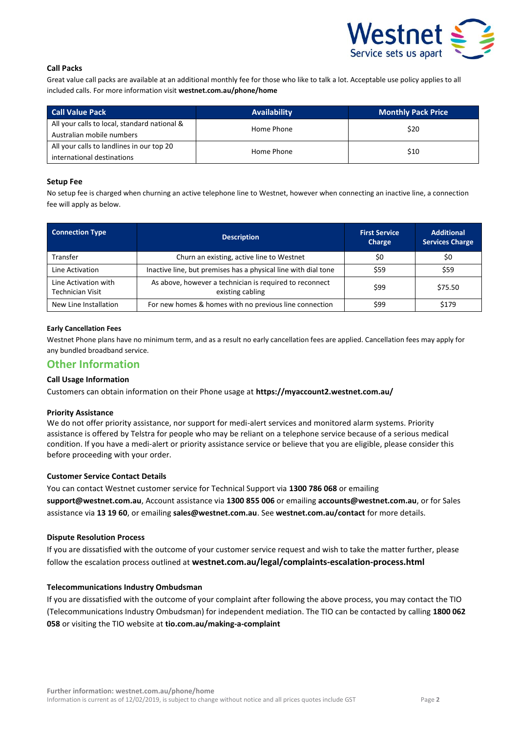### Call Packs

Great value call packs are available at an additional monthly fee for those who like to talk a lot. Acceptable use policy applies to all included calls. For more information visit **westnet.com.au/phone/home**

| Call Value Pack | Availability | Monthly Pack Price |
|---|---|---|
| All your calls to local, standard national & Australian mobile numbers | Home Phone | $20 |
| All your calls to landlines in our top 20 international destinations | Home Phone | $10 |

### Setup Fee

No setup fee is charged when churning an active telephone line to Westnet, however when connecting an inactive line, a connection fee will apply as below.

| Connection Type | Description | First Service Charge | Additional Services Charge |
|---|---|---|---|
| Transfer | Churn an existing, active line to Westnet | $0 | $0 |
| Line Activation | Inactive line, but premises has a physical line with dial tone | $59 | $59 |
| Line Activation with Technician Visit | As above, however a technician is required to reconnect existing cabling | $99 | $75.50 |
| New Line Installation | For new homes & homes with no previous line connection | $99 | $179 |

#### Early Cancellation Fees

Westnet Phone plans have no minimum term, and as a result no early cancellation fees are applied. Cancellation fees may apply for any bundled broadband service.

## Other Information

### Call Usage Information

Customers can obtain information on their Phone usage at **https://myaccount2.westnet.com.au/**

### Priority Assistance

We do not offer priority assistance, nor support for medi-alert services and monitored alarm systems. Priority assistance is offered by Telstra for people who may be reliant on a telephone service because of a serious medical condition. If you have a medi-alert or priority assistance service or believe that you are eligible, please consider this before proceeding with your order.

### Customer Service Contact Details

You can contact Westnet customer service for Technical Support via **1300 786 068** or emailing **support@westnet.com.au**, Account assistance via **1300 855 006** or emailing **accounts@westnet.com.au**, or for Sales assistance via **13 19 60**, or emailing **sales@westnet.com.au**. See **westnet.com.au/contact** for more details.

### Dispute Resolution Process

If you are dissatisfied with the outcome of your customer service request and wish to take the matter further, please follow the escalation process outlined at **westnet.com.au/legal/complaints-escalation-process.html**

### Telecommunications Industry Ombudsman

If you are dissatisfied with the outcome of your complaint after following the above process, you may contact the TIO (Telecommunications Industry Ombudsman) for independent mediation. The TIO can be contacted by calling **1800 062 058** or visiting the TIO website at **tio.com.au/making-a-complaint**